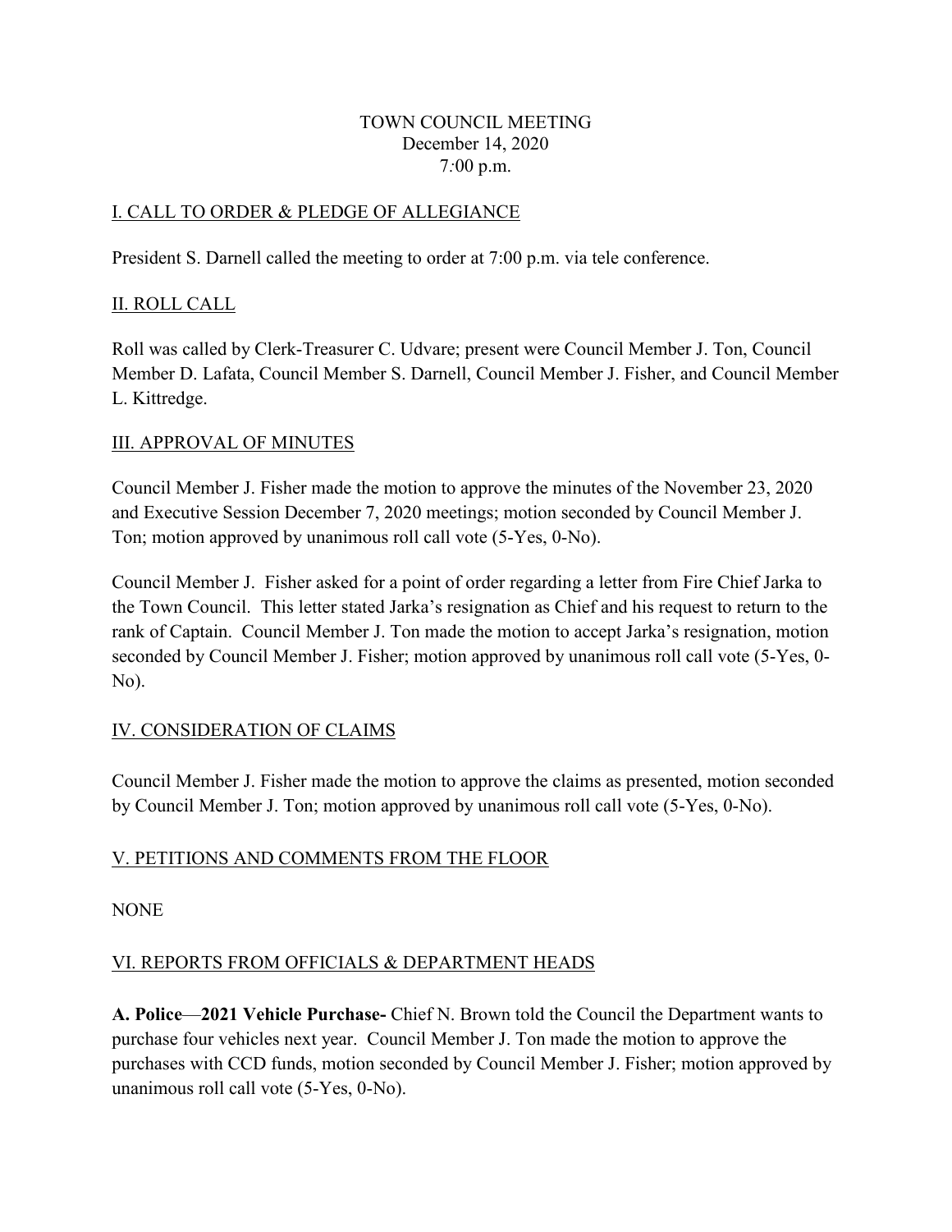TOWN COUNCIL MEETING
December 14, 2020
7:00 p.m.

## I. CALL TO ORDER & PLEDGE OF ALLEGIANCE

President S. Darnell called the meeting to order at 7:00 p.m. via tele conference.

## II. ROLL CALL

Roll was called by Clerk-Treasurer C. Udvare; present were Council Member J. Ton, Council Member D. Lafata, Council Member S. Darnell, Council Member J. Fisher, and Council Member L. Kittredge.

## III. APPROVAL OF MINUTES

Council Member J. Fisher made the motion to approve the minutes of the November 23, 2020 and Executive Session December 7, 2020 meetings; motion seconded by Council Member J. Ton; motion approved by unanimous roll call vote (5-Yes, 0-No).

Council Member J. Fisher asked for a point of order regarding a letter from Fire Chief Jarka to the Town Council. This letter stated Jarka's resignation as Chief and his request to return to the rank of Captain. Council Member J. Ton made the motion to accept Jarka's resignation, motion seconded by Council Member J. Fisher; motion approved by unanimous roll call vote (5-Yes, 0-No).

## IV. CONSIDERATION OF CLAIMS

Council Member J. Fisher made the motion to approve the claims as presented, motion seconded by Council Member J. Ton; motion approved by unanimous roll call vote (5-Yes, 0-No).

## V. PETITIONS AND COMMENTS FROM THE FLOOR

NONE

## VI. REPORTS FROM OFFICIALS & DEPARTMENT HEADS

**A. Police**—**2021 Vehicle Purchase-** Chief N. Brown told the Council the Department wants to purchase four vehicles next year. Council Member J. Ton made the motion to approve the purchases with CCD funds, motion seconded by Council Member J. Fisher; motion approved by unanimous roll call vote (5-Yes, 0-No).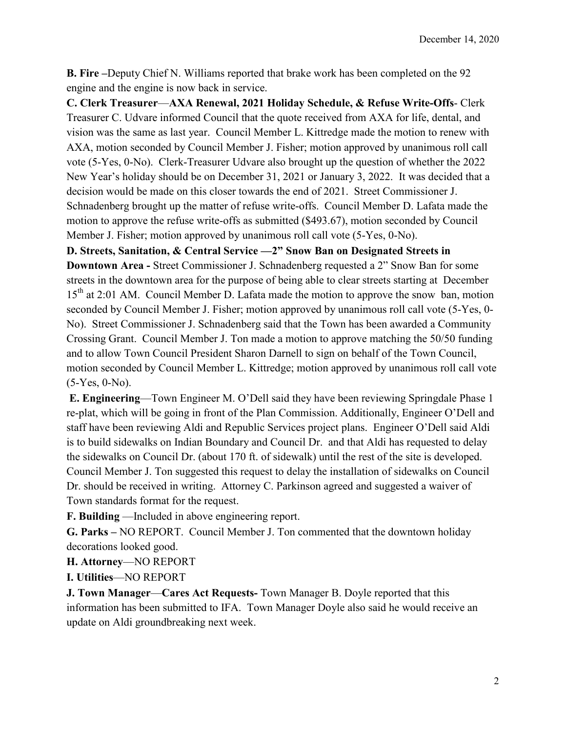**B. Fire** –Deputy Chief N. Williams reported that brake work has been completed on the 92 engine and the engine is now back in service.

**C. Clerk Treasurer**—**AXA Renewal, 2021 Holiday Schedule, & Refuse Write-Offs**- Clerk Treasurer C. Udvare informed Council that the quote received from AXA for life, dental, and vision was the same as last year. Council Member L. Kittredge made the motion to renew with AXA, motion seconded by Council Member J. Fisher; motion approved by unanimous roll call vote (5-Yes, 0-No). Clerk-Treasurer Udvare also brought up the question of whether the 2022 New Year's holiday should be on December 31, 2021 or January 3, 2022. It was decided that a decision would be made on this closer towards the end of 2021. Street Commissioner J. Schnadenberg brought up the matter of refuse write-offs. Council Member D. Lafata made the motion to approve the refuse write-offs as submitted ($493.67), motion seconded by Council Member J. Fisher; motion approved by unanimous roll call vote (5-Yes, 0-No).

**D. Streets, Sanitation, & Central Service —2" Snow Ban on Designated Streets in Downtown Area -** Street Commissioner J. Schnadenberg requested a 2" Snow Ban for some streets in the downtown area for the purpose of being able to clear streets starting at December 15th at 2:01 AM. Council Member D. Lafata made the motion to approve the snow ban, motion seconded by Council Member J. Fisher; motion approved by unanimous roll call vote (5-Yes, 0-No). Street Commissioner J. Schnadenberg said that the Town has been awarded a Community Crossing Grant. Council Member J. Ton made a motion to approve matching the 50/50 funding and to allow Town Council President Sharon Darnell to sign on behalf of the Town Council, motion seconded by Council Member L. Kittredge; motion approved by unanimous roll call vote (5-Yes, 0-No).

**E. Engineering**—Town Engineer M. O'Dell said they have been reviewing Springdale Phase 1 re-plat, which will be going in front of the Plan Commission. Additionally, Engineer O'Dell and staff have been reviewing Aldi and Republic Services project plans. Engineer O'Dell said Aldi is to build sidewalks on Indian Boundary and Council Dr. and that Aldi has requested to delay the sidewalks on Council Dr. (about 170 ft. of sidewalk) until the rest of the site is developed. Council Member J. Ton suggested this request to delay the installation of sidewalks on Council Dr. should be received in writing. Attorney C. Parkinson agreed and suggested a waiver of Town standards format for the request.

**F. Building** —Included in above engineering report.

**G. Parks –** NO REPORT. Council Member J. Ton commented that the downtown holiday decorations looked good.

**H. Attorney**—NO REPORT

**I. Utilities**—NO REPORT

**J. Town Manager**—**Cares Act Requests-** Town Manager B. Doyle reported that this information has been submitted to IFA. Town Manager Doyle also said he would receive an update on Aldi groundbreaking next week.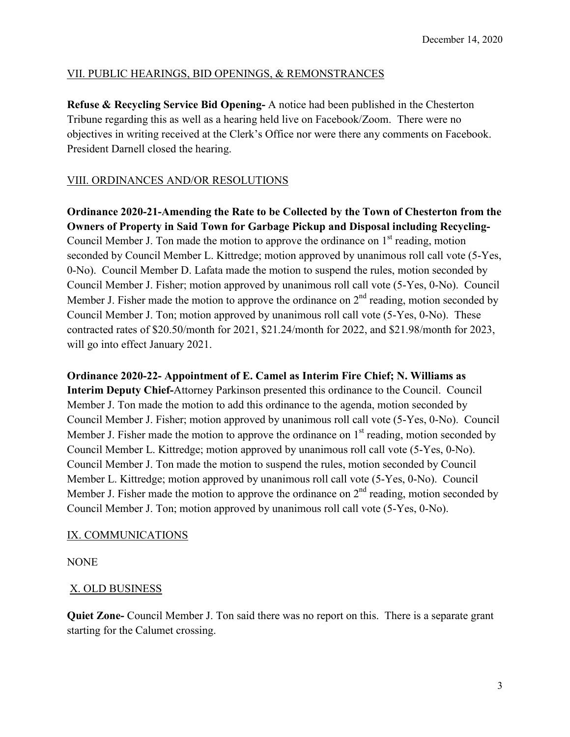December 14, 2020

VII. PUBLIC HEARINGS, BID OPENINGS, & REMONSTRANCES

**Refuse & Recycling Service Bid Opening-** A notice had been published in the Chesterton Tribune regarding this as well as a hearing held live on Facebook/Zoom. There were no objectives in writing received at the Clerk's Office nor were there any comments on Facebook. President Darnell closed the hearing.

VIII. ORDINANCES AND/OR RESOLUTIONS

**Ordinance 2020-21-Amending the Rate to be Collected by the Town of Chesterton from the Owners of Property in Said Town for Garbage Pickup and Disposal including Recycling-** Council Member J. Ton made the motion to approve the ordinance on 1st reading, motion seconded by Council Member L. Kittredge; motion approved by unanimous roll call vote (5-Yes, 0-No). Council Member D. Lafata made the motion to suspend the rules, motion seconded by Council Member J. Fisher; motion approved by unanimous roll call vote (5-Yes, 0-No). Council Member J. Fisher made the motion to approve the ordinance on 2nd reading, motion seconded by Council Member J. Ton; motion approved by unanimous roll call vote (5-Yes, 0-No). These contracted rates of $20.50/month for 2021, $21.24/month for 2022, and $21.98/month for 2023, will go into effect January 2021.

**Ordinance 2020-22- Appointment of E. Camel as Interim Fire Chief; N. Williams as Interim Deputy Chief-**Attorney Parkinson presented this ordinance to the Council. Council Member J. Ton made the motion to add this ordinance to the agenda, motion seconded by Council Member J. Fisher; motion approved by unanimous roll call vote (5-Yes, 0-No). Council Member J. Fisher made the motion to approve the ordinance on 1st reading, motion seconded by Council Member L. Kittredge; motion approved by unanimous roll call vote (5-Yes, 0-No). Council Member J. Ton made the motion to suspend the rules, motion seconded by Council Member L. Kittredge; motion approved by unanimous roll call vote (5-Yes, 0-No). Council Member J. Fisher made the motion to approve the ordinance on 2nd reading, motion seconded by Council Member J. Ton; motion approved by unanimous roll call vote (5-Yes, 0-No).

IX. COMMUNICATIONS

NONE

X. OLD BUSINESS

**Quiet Zone-** Council Member J. Ton said there was no report on this. There is a separate grant starting for the Calumet crossing.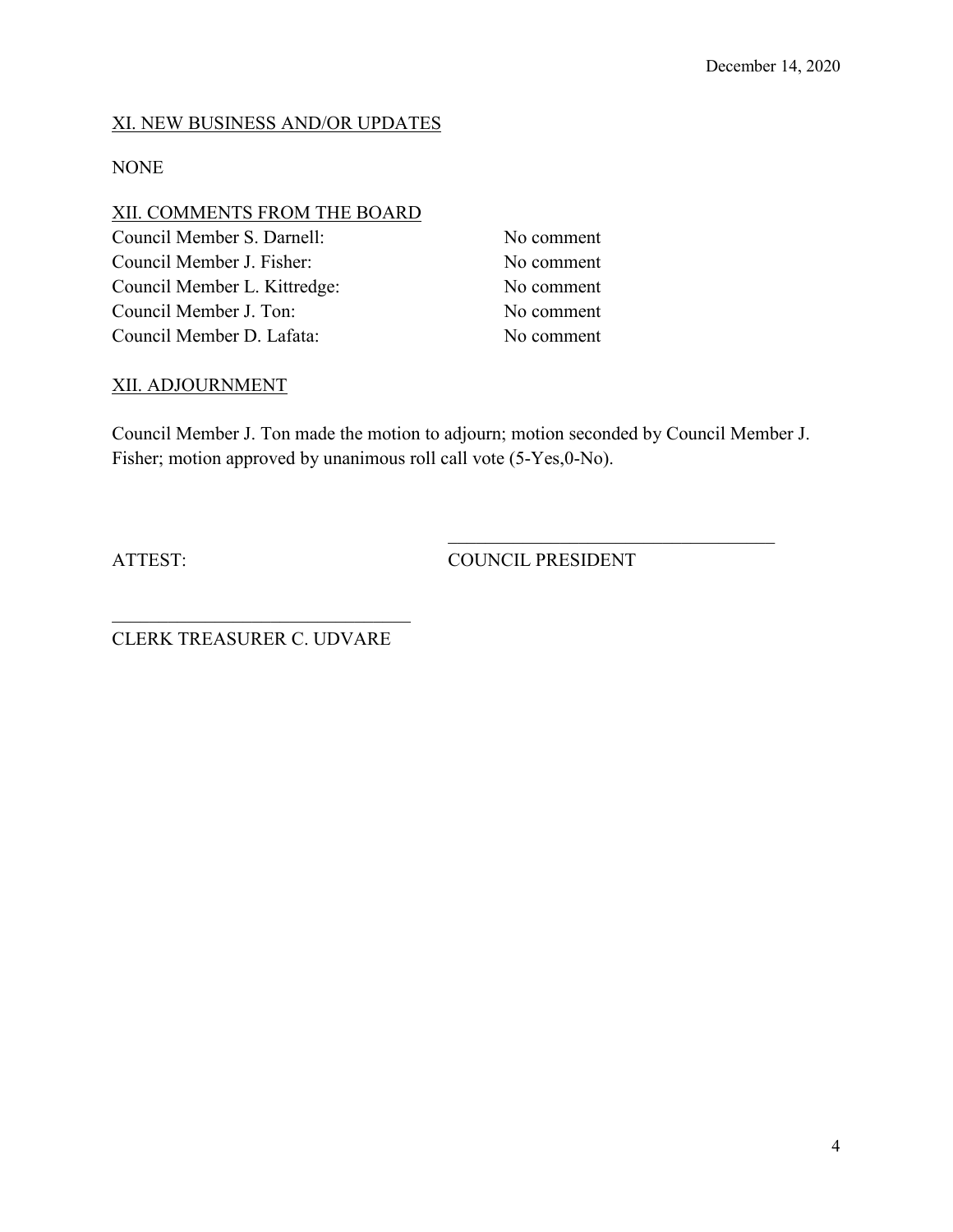## XI. NEW BUSINESS AND/OR UPDATES

NONE

## XII. COMMENTS FROM THE BOARD

| | |
|---|---|
| Council Member S. Darnell: | No comment |
| Council Member J. Fisher: | No comment |
| Council Member L. Kittredge: | No comment |
| Council Member J. Ton: | No comment |
| Council Member D. Lafata: | No comment |

## XII. ADJOURNMENT

Council Member J. Ton made the motion to adjourn; motion seconded by Council Member J. Fisher; motion approved by unanimous roll call vote (5-Yes,0-No).

ATTEST: ____________________________________ COUNCIL PRESIDENT

________________________________

CLERK TREASURER C. UDVARE